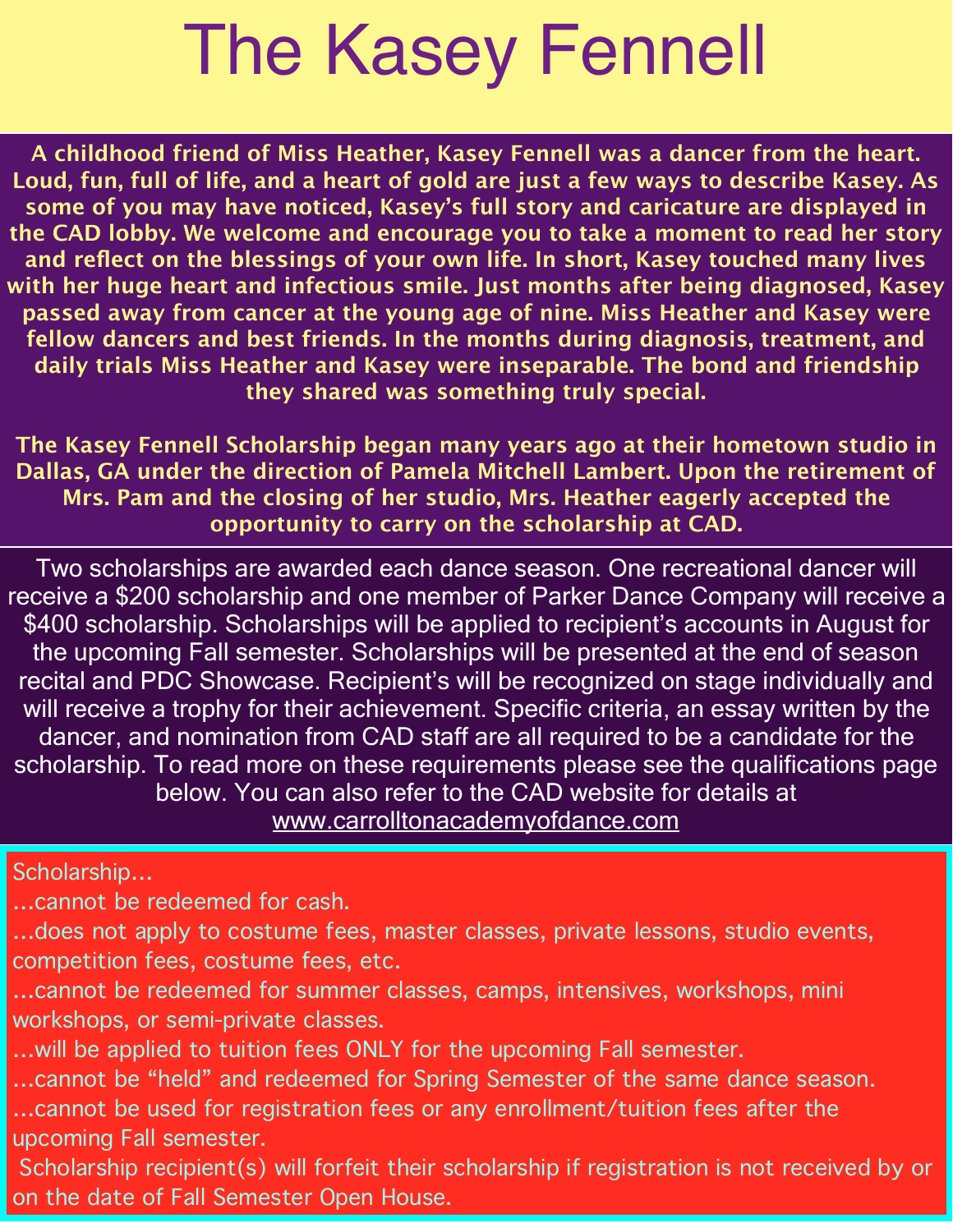# The Kasey Fennell

**A childhood friend of Miss Heather, Kasey Fennell was a dancer from the heart. Loud, fun, full of life, and a heart of gold are just a few ways to describe Kasey. As some of you may have noticed, Kasey's full story and caricature are displayed in the CAD lobby. We welcome and encourage you to take a moment to read her story and reflect on the blessings of your own life. In short, Kasey touched many lives with her huge heart and infectious smile. Just months after being diagnosed, Kasey passed away from cancer at the young age of nine. Miss Heather and Kasey were fellow dancers and best friends. In the months during diagnosis, treatment, and daily trials Miss Heather and Kasey were inseparable. The bond and friendship they shared was something truly special.**

**The Kasey Fennell Scholarship began many years ago at their hometown studio in Dallas, GA under the direction of Pamela Mitchell Lambert. Upon the retirement of Mrs. Pam and the closing of her studio, Mrs. Heather eagerly accepted the opportunity to carry on the scholarship at CAD.**

Two scholarships are awarded each dance season. One recreational dancer will receive a $200 scholarship and one member of Parker Dance Company will receive a $400 scholarship. Scholarships will be applied to recipient's accounts in August for the upcoming Fall semester. Scholarships will be presented at the end of season recital and PDC Showcase. Recipient's will be recognized on stage individually and will receive a trophy for their achievement. Specific criteria, an essay written by the dancer, and nomination from CAD staff are all required to be a candidate for the scholarship. To read more on these requirements please see the qualifications page below. You can also refer to the CAD website for details at www.carrolltonacademyofdance.com

Scholarship...

...cannot be redeemed for cash.

...does not apply to costume fees, master classes, private lessons, studio events, competition fees, costume fees, etc.

...cannot be redeemed for summer classes, camps, intensives, workshops, mini workshops, or semi-private classes.

...will be applied to tuition fees ONLY for the upcoming Fall semester.

...cannot be "held" and redeemed for Spring Semester of the same dance season.

...cannot be used for registration fees or any enrollment/tuition fees after the upcoming Fall semester.

Scholarship recipient(s) will forfeit their scholarship if registration is not received by or on the date of Fall Semester Open House.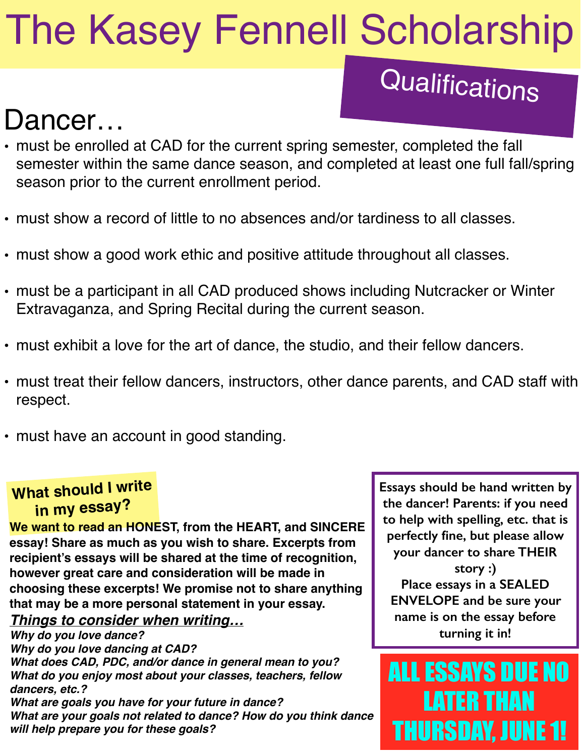# The Kasey Fennell Scholarship

## Qualifications

## Dancer…

- must be enrolled at CAD for the current spring semester, completed the fall semester within the same dance season, and completed at least one full fall/spring season prior to the current enrollment period.
- must show a record of little to no absences and/or tardiness to all classes.
- must show a good work ethic and positive attitude throughout all classes.
- must be a participant in all CAD produced shows including Nutcracker or Winter Extravaganza, and Spring Recital during the current season.
- must exhibit a love for the art of dance, the studio, and their fellow dancers.
- must treat their fellow dancers, instructors, other dance parents, and CAD staff with respect.
- must have an account in good standing.

### What should I write in my essay?

**We want to read an HONEST, from the HEART, and SINCERE essay! Share as much as you wish to share. Excerpts from recipient's essays will be shared at the time of recognition, however great care and consideration will be made in choosing these excerpts! We promise not to share anything that may be a more personal statement in your essay.**

***Things to consider when writing…***

***Why do you love dance?***
***Why do you love dancing at CAD?***
***What does CAD, PDC, and/or dance in general mean to you?***
***What do you enjoy most about your classes, teachers, fellow dancers, etc.?***
***What are goals you have for your future in dance?***
***What are your goals not related to dance? How do you think dance will help prepare you for these goals?***

**Essays should be hand written by the dancer! Parents: if you need to help with spelling, etc. that is perfectly fine, but please allow your dancer to share THEIR story :)**
**Place essays in a SEALED ENVELOPE and be sure your name is on the essay before turning it in!**

**ALL ESSAYS DUE NO LATER THAN THURSDAY, JUNE 1!**